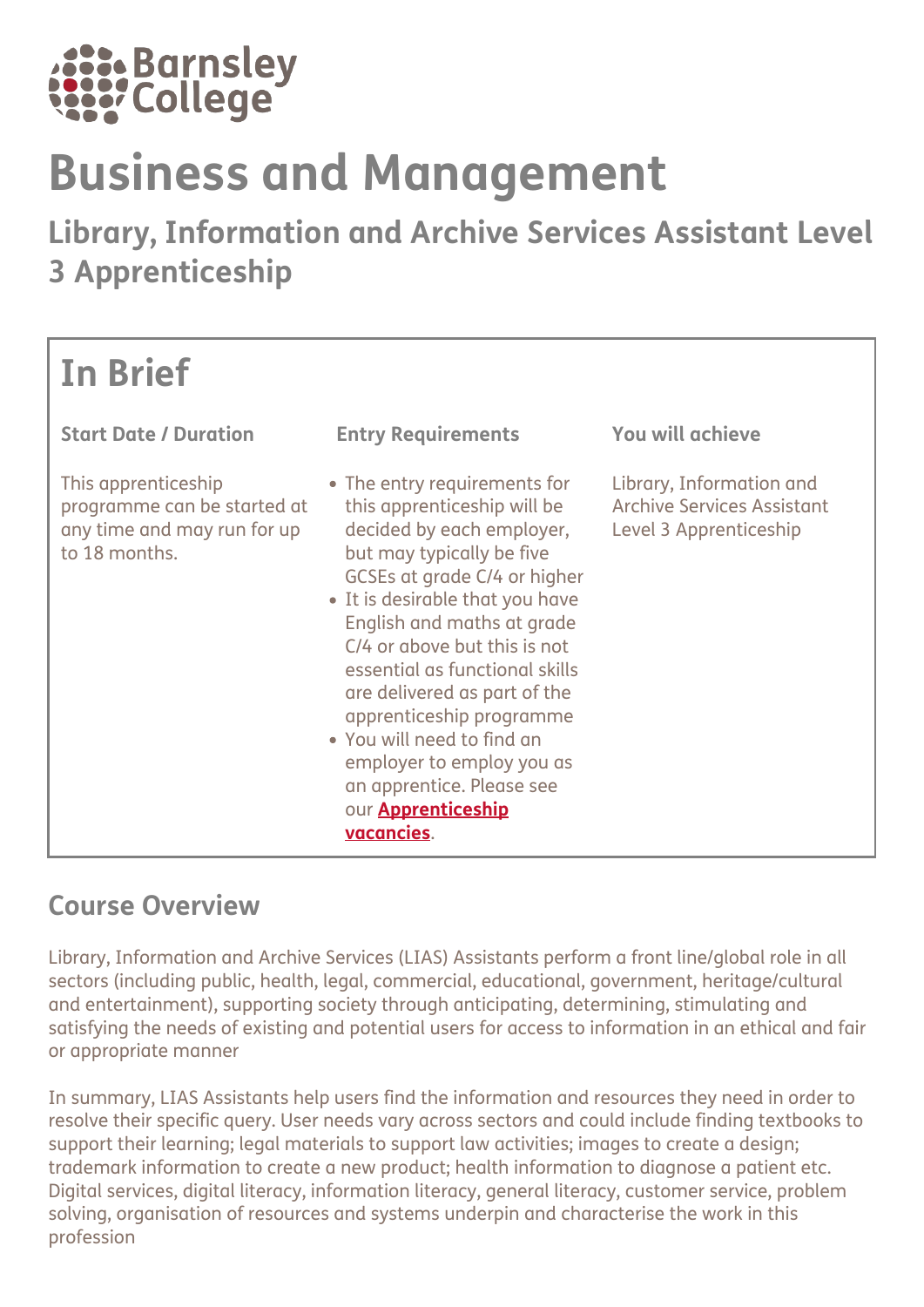Barnsley College

# Business and Management

## Library, Information and Archive Services Assistant Level 3 Apprenticeship

## In Brief

### Start Date / Duration

This apprenticeship programme can be started at any time and may run for up to 18 months.

### Entry Requirements

- The entry requirements for this apprenticeship will be decided by each employer, but may typically be five GCSEs at grade C/4 or higher
- It is desirable that you have English and maths at grade C/4 or above but this is not essential as functional skills are delivered as part of the apprenticeship programme
- You will need to find an employer to employ you as an apprentice. Please see our **Apprenticeship vacancies**.

### You will achieve

Library, Information and Archive Services Assistant Level 3 Apprenticeship

## Course Overview

Library, Information and Archive Services (LIAS) Assistants perform a front line/global role in all sectors (including public, health, legal, commercial, educational, government, heritage/cultural and entertainment), supporting society through anticipating, determining, stimulating and satisfying the needs of existing and potential users for access to information in an ethical and fair or appropriate manner

In summary, LIAS Assistants help users find the information and resources they need in order to resolve their specific query. User needs vary across sectors and could include finding textbooks to support their learning; legal materials to support law activities; images to create a design; trademark information to create a new product; health information to diagnose a patient etc. Digital services, digital literacy, information literacy, general literacy, customer service, problem solving, organisation of resources and systems underpin and characterise the work in this profession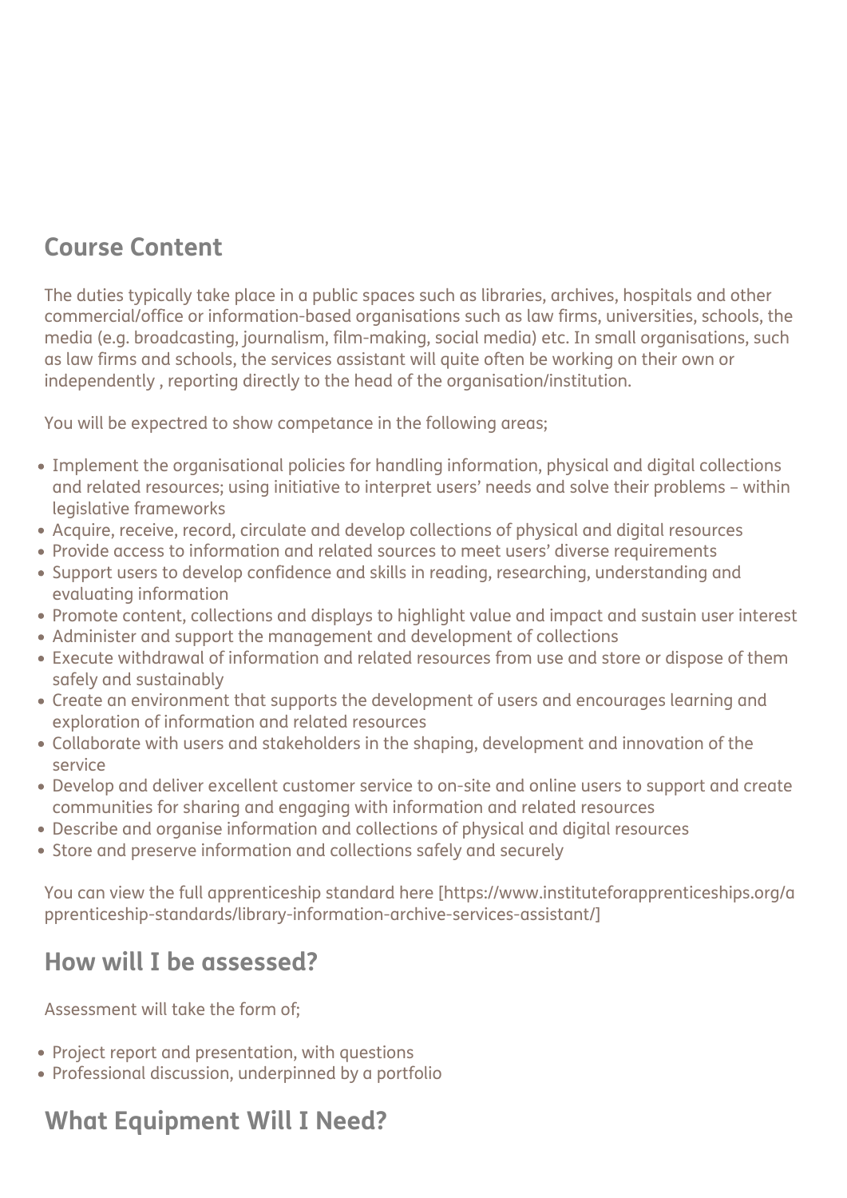## Course Content

The duties typically take place in a public spaces such as libraries, archives, hospitals and other commercial/office or information-based organisations such as law firms, universities, schools, the media (e.g. broadcasting, journalism, film-making, social media) etc. In small organisations, such as law firms and schools, the services assistant will quite often be working on their own or independently , reporting directly to the head of the organisation/institution.

You will be expectred to show competance in the following areas;

- Implement the organisational policies for handling information, physical and digital collections and related resources; using initiative to interpret users' needs and solve their problems – within legislative frameworks
- Acquire, receive, record, circulate and develop collections of physical and digital resources
- Provide access to information and related sources to meet users' diverse requirements
- Support users to develop confidence and skills in reading, researching, understanding and evaluating information
- Promote content, collections and displays to highlight value and impact and sustain user interest
- Administer and support the management and development of collections
- Execute withdrawal of information and related resources from use and store or dispose of them safely and sustainably
- Create an environment that supports the development of users and encourages learning and exploration of information and related resources
- Collaborate with users and stakeholders in the shaping, development and innovation of the service
- Develop and deliver excellent customer service to on-site and online users to support and create communities for sharing and engaging with information and related resources
- Describe and organise information and collections of physical and digital resources
- Store and preserve information and collections safely and securely

You can view the full apprenticeship standard here [https://www.instituteforapprenticeships.org/apprenticeship-standards/library-information-archive-services-assistant/]

## How will I be assessed?

Assessment will take the form of;

- Project report and presentation, with questions
- Professional discussion, underpinned by a portfolio

## What Equipment Will I Need?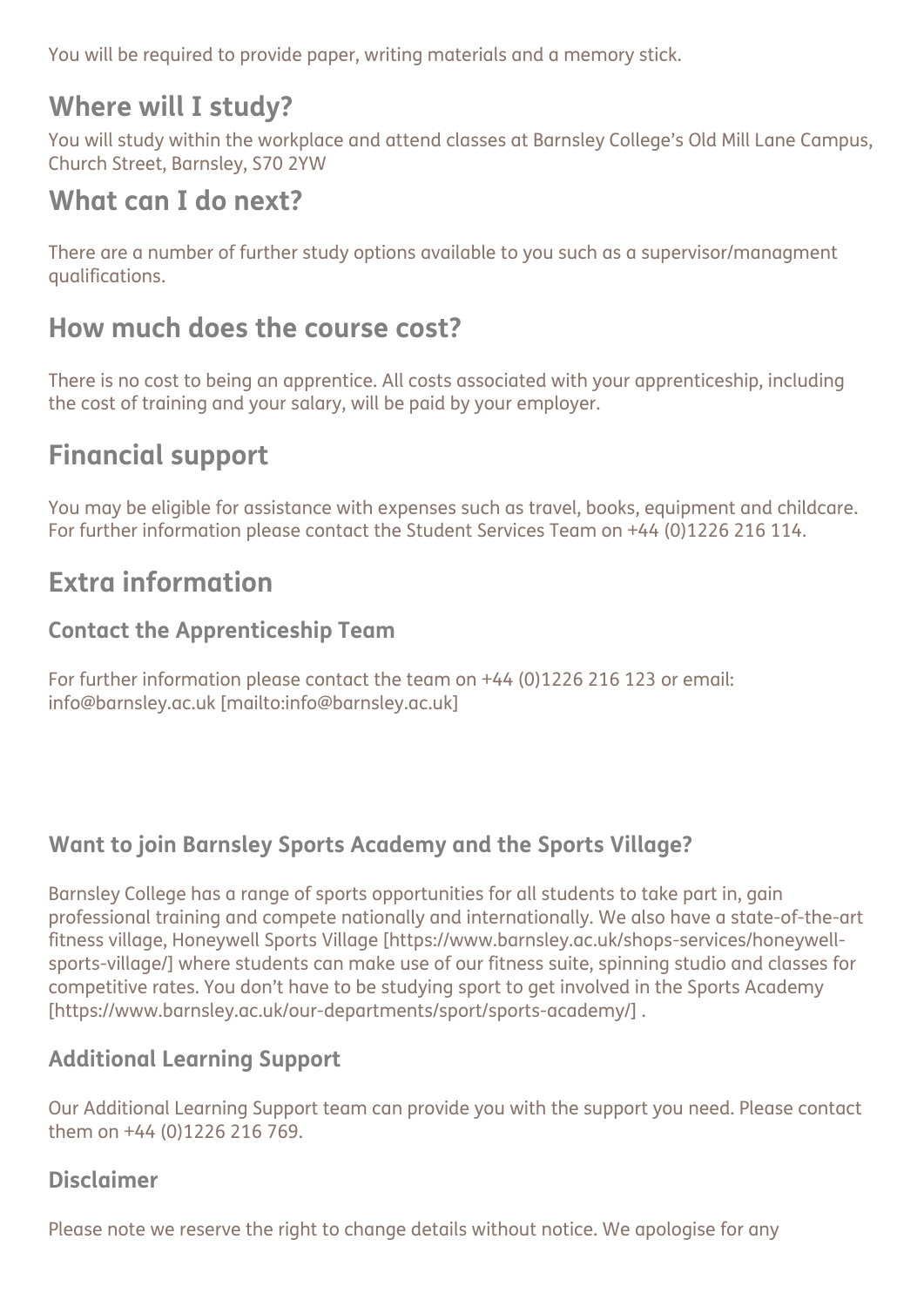You will be required to provide paper, writing materials and a memory stick.

## Where will I study?

You will study within the workplace and attend classes at Barnsley College's Old Mill Lane Campus, Church Street, Barnsley, S70 2YW

## What can I do next?

There are a number of further study options available to you such as a supervisor/managment qualifications.

## How much does the course cost?

There is no cost to being an apprentice. All costs associated with your apprenticeship, including the cost of training and your salary, will be paid by your employer.

## Financial support

You may be eligible for assistance with expenses such as travel, books, equipment and childcare. For further information please contact the Student Services Team on +44 (0)1226 216 114.

## Extra information

### Contact the Apprenticeship Team

For further information please contact the team on +44 (0)1226 216 123 or email: info@barnsley.ac.uk [mailto:info@barnsley.ac.uk]

### Want to join Barnsley Sports Academy and the Sports Village?

Barnsley College has a range of sports opportunities for all students to take part in, gain professional training and compete nationally and internationally. We also have a state-of-the-art fitness village, Honeywell Sports Village [https://www.barnsley.ac.uk/shops-services/honeywell-sports-village/] where students can make use of our fitness suite, spinning studio and classes for competitive rates. You don't have to be studying sport to get involved in the Sports Academy [https://www.barnsley.ac.uk/our-departments/sport/sports-academy/] .

### Additional Learning Support

Our Additional Learning Support team can provide you with the support you need. Please contact them on +44 (0)1226 216 769.

### Disclaimer

Please note we reserve the right to change details without notice. We apologise for any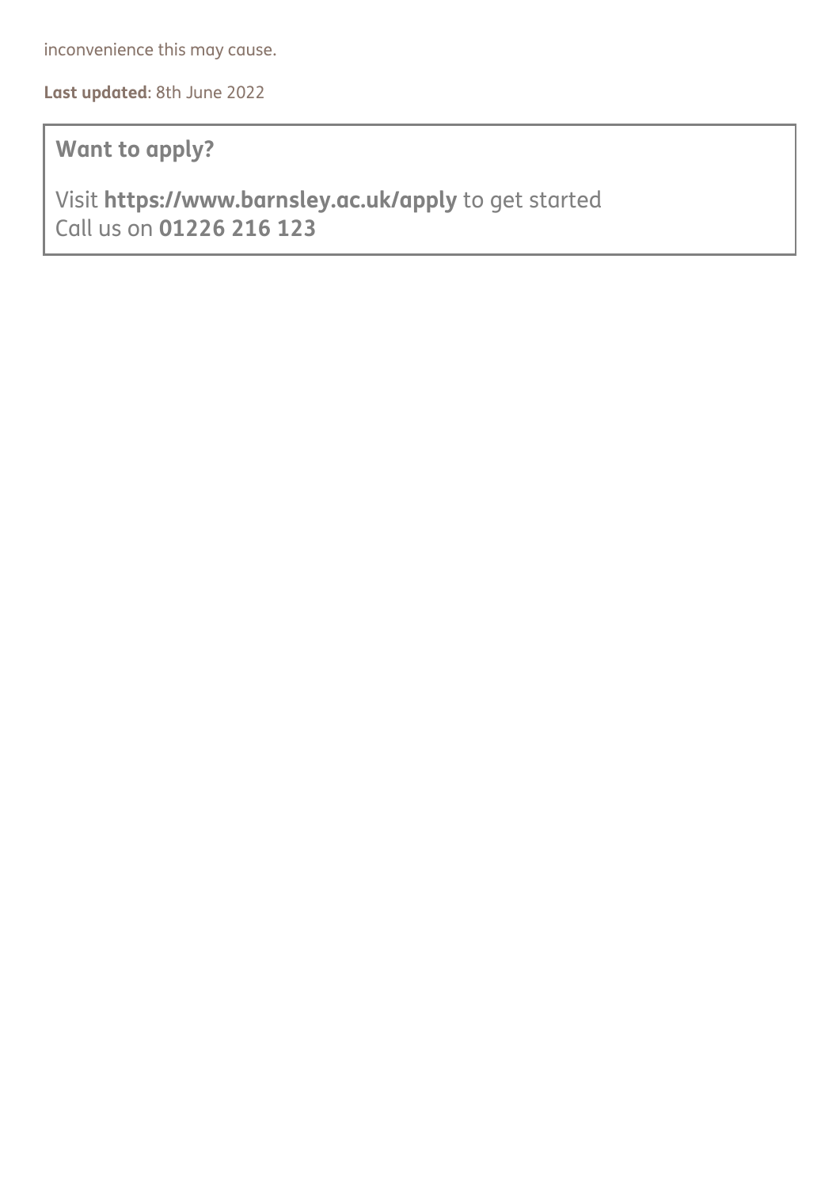inconvenience this may cause.

**Last updated**: 8th June 2022

**Want to apply?**

Visit **https://www.barnsley.ac.uk/apply** to get started
Call us on **01226 216 123**